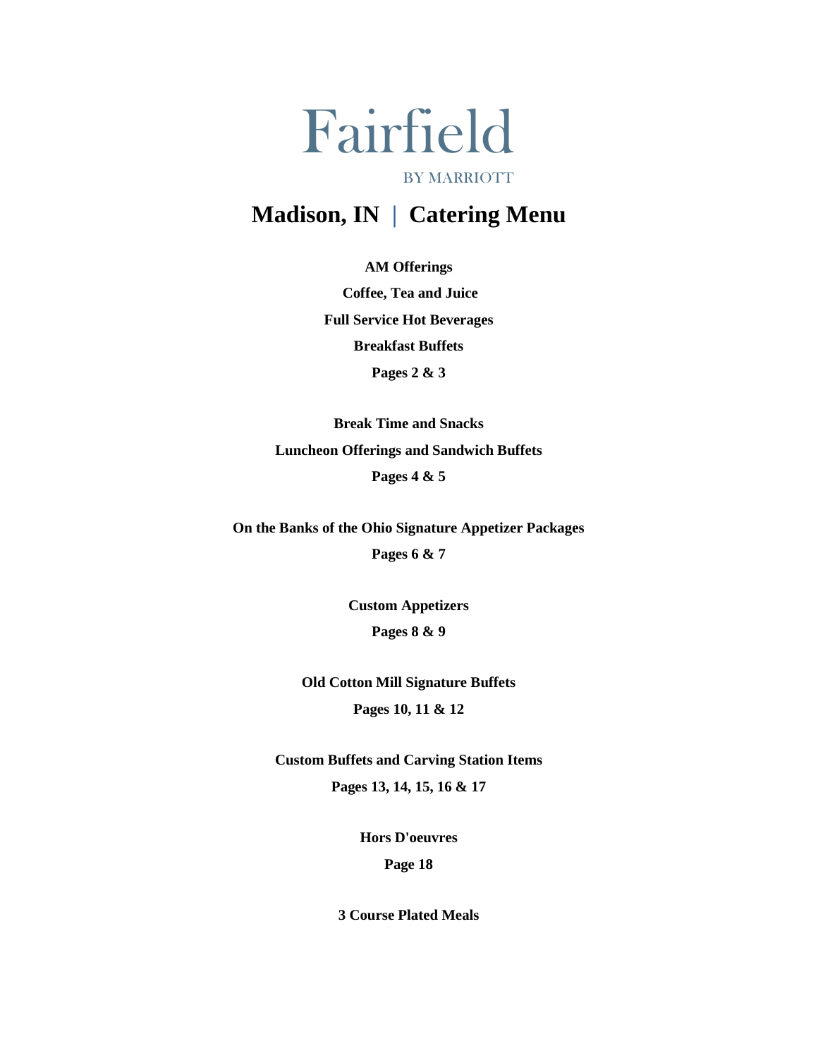# Fairfield

BY MARRIOTT

## Madison, IN | Catering Menu

**AM Offerings**

**Coffee, Tea and Juice**

**Full Service Hot Beverages**

**Breakfast Buffets**

**Pages 2 & 3**

**Break Time and Snacks**

**Luncheon Offerings and Sandwich Buffets**

**Pages 4 & 5**

**On the Banks of the Ohio Signature Appetizer Packages**

**Pages 6 & 7**

**Custom Appetizers**

**Pages 8 & 9**

**Old Cotton Mill Signature Buffets**

**Pages 10, 11 & 12**

**Custom Buffets and Carving Station Items**

**Pages 13, 14, 15, 16 & 17**

**Hors D'oeuvres**

**Page 18**

**3 Course Plated Meals**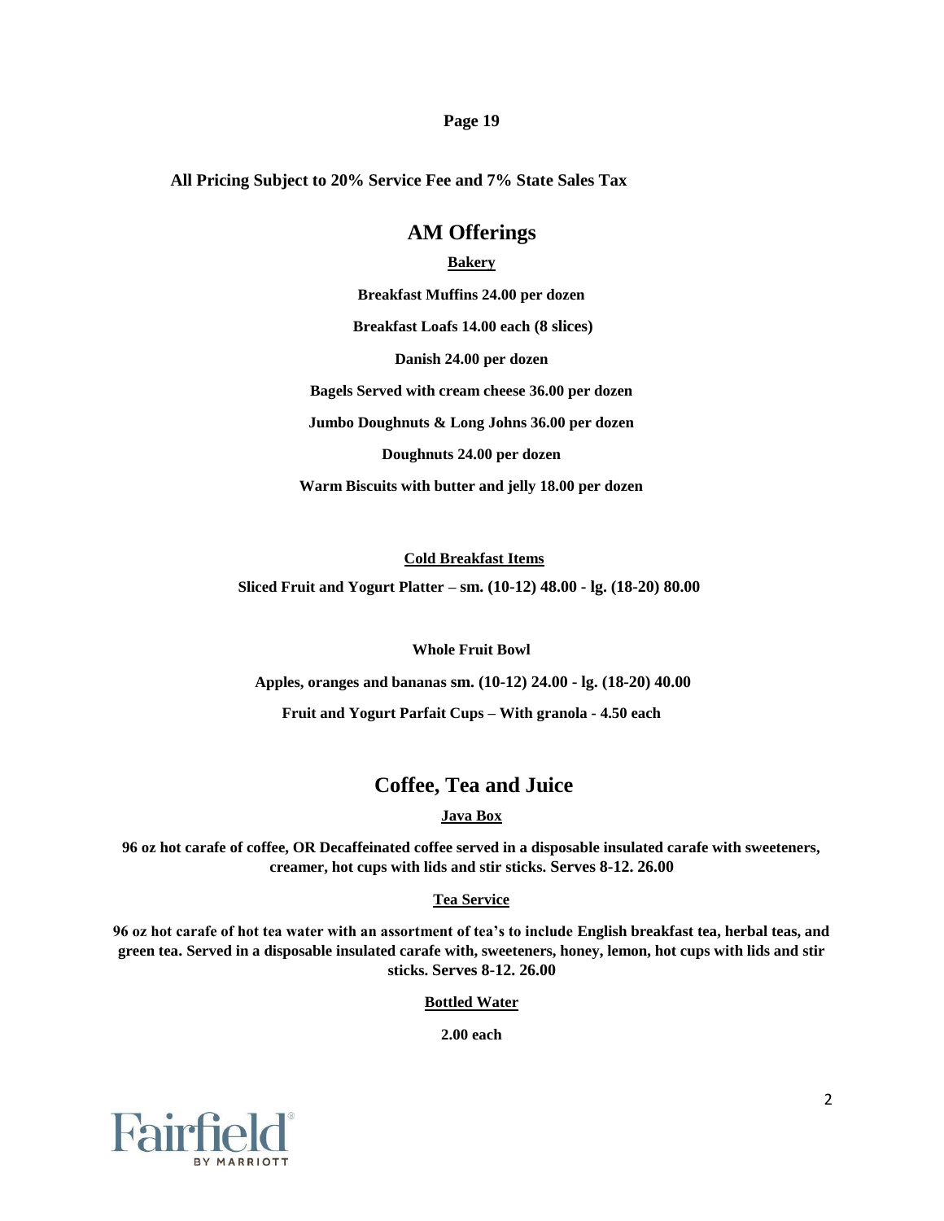**Page 19**

**All Pricing Subject to 20% Service Fee and 7% State Sales Tax**

## AM Offerings

### Bakery

**Breakfast Muffins 24.00 per dozen**

**Breakfast Loafs 14.00 each (8 slices)**

**Danish 24.00 per dozen**

**Bagels Served with cream cheese 36.00 per dozen**

**Jumbo Doughnuts & Long Johns 36.00 per dozen**

**Doughnuts 24.00 per dozen**

**Warm Biscuits with butter and jelly 18.00 per dozen**

### Cold Breakfast Items

**Sliced Fruit and Yogurt Platter – sm. (10-12) 48.00 - lg. (18-20) 80.00**

**Whole Fruit Bowl**

**Apples, oranges and bananas sm. (10-12) 24.00 - lg. (18-20) 40.00**

**Fruit and Yogurt Parfait Cups – With granola - 4.50 each**

## Coffee, Tea and Juice

### Java Box

**96 oz hot carafe of coffee, OR Decaffeinated coffee served in a disposable insulated carafe with sweeteners, creamer, hot cups with lids and stir sticks. Serves 8-12. 26.00**

### Tea Service

**96 oz hot carafe of hot tea water with an assortment of tea's to include English breakfast tea, herbal teas, and green tea. Served in a disposable insulated carafe with, sweeteners, honey, lemon, hot cups with lids and stir sticks. Serves 8-12. 26.00**

### Bottled Water

**2.00 each**

Fairfield BY MARRIOTT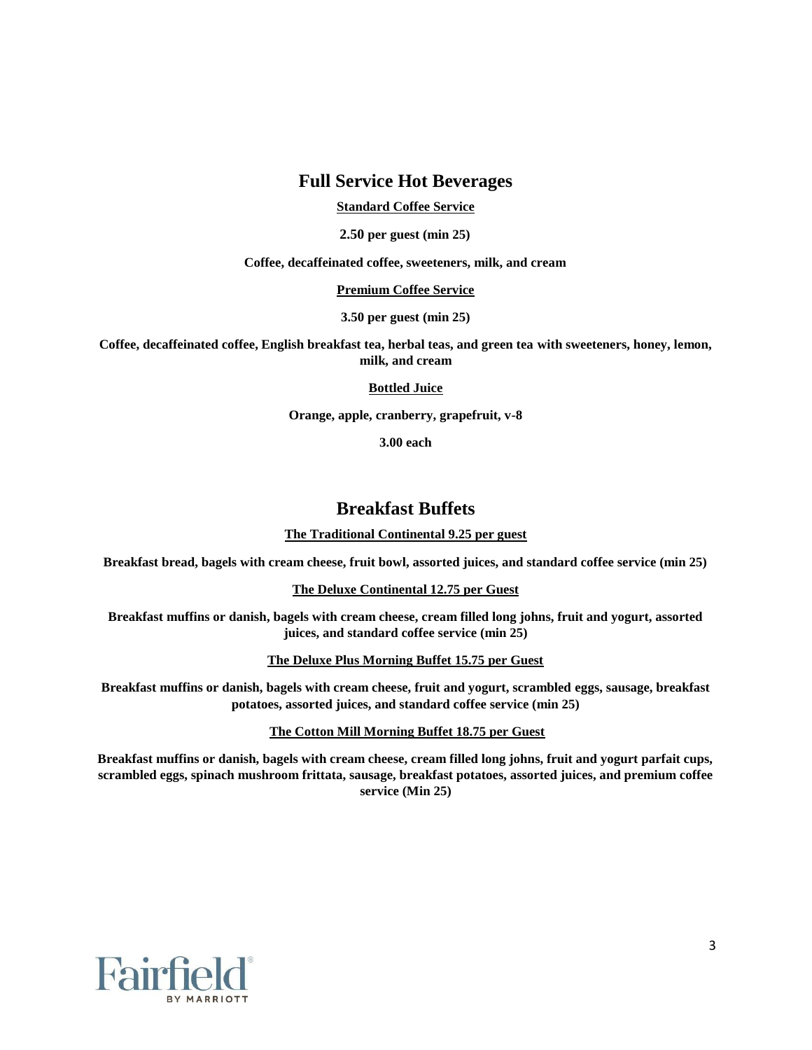## Full Service Hot Beverages

**Standard Coffee Service**

**2.50 per guest (min 25)**

**Coffee, decaffeinated coffee, sweeteners, milk, and cream**

**Premium Coffee Service**

**3.50 per guest (min 25)**

**Coffee, decaffeinated coffee, English breakfast tea, herbal teas, and green tea with sweeteners, honey, lemon, milk, and cream**

**Bottled Juice**

**Orange, apple, cranberry, grapefruit, v-8**

**3.00 each**

## Breakfast Buffets

**The Traditional Continental 9.25 per guest**

**Breakfast bread, bagels with cream cheese, fruit bowl, assorted juices, and standard coffee service (min 25)**

**The Deluxe Continental 12.75 per Guest**

**Breakfast muffins or danish, bagels with cream cheese, cream filled long johns, fruit and yogurt, assorted juices, and standard coffee service (min 25)**

**The Deluxe Plus Morning Buffet 15.75 per Guest**

**Breakfast muffins or danish, bagels with cream cheese, fruit and yogurt, scrambled eggs, sausage, breakfast potatoes, assorted juices, and standard coffee service (min 25)**

**The Cotton Mill Morning Buffet 18.75 per Guest**

**Breakfast muffins or danish, bagels with cream cheese, cream filled long johns, fruit and yogurt parfait cups, scrambled eggs, spinach mushroom frittata, sausage, breakfast potatoes, assorted juices, and premium coffee service (Min 25)**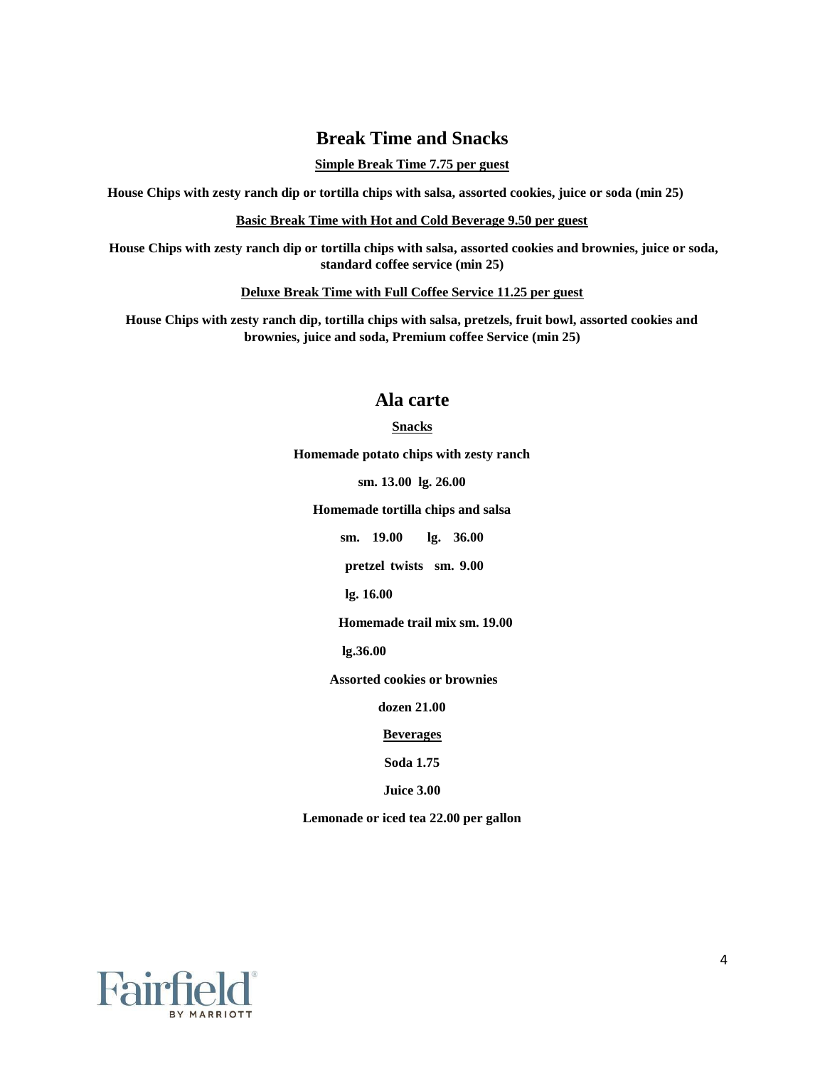## Break Time and Snacks

**Simple Break Time 7.75 per guest**

**House Chips with zesty ranch dip or tortilla chips with salsa, assorted cookies, juice or soda (min 25)**

**Basic Break Time with Hot and Cold Beverage 9.50 per guest**

**House Chips with zesty ranch dip or tortilla chips with salsa, assorted cookies and brownies, juice or soda, standard coffee service (min 25)**

**Deluxe Break Time with Full Coffee Service 11.25 per guest**

**House Chips with zesty ranch dip, tortilla chips with salsa, pretzels, fruit bowl, assorted cookies and brownies, juice and soda, Premium coffee Service (min 25)**

## Ala carte

**Snacks**

**Homemade potato chips with zesty ranch**

**sm. 13.00 lg. 26.00**

**Homemade tortilla chips and salsa**

**sm. 19.00 lg. 36.00**

**pretzel twists sm. 9.00**

**lg. 16.00**

**Homemade trail mix sm. 19.00**

**lg.36.00**

**Assorted cookies or brownies**

**dozen 21.00**

**Beverages**

**Soda 1.75**

**Juice 3.00**

**Lemonade or iced tea 22.00 per gallon**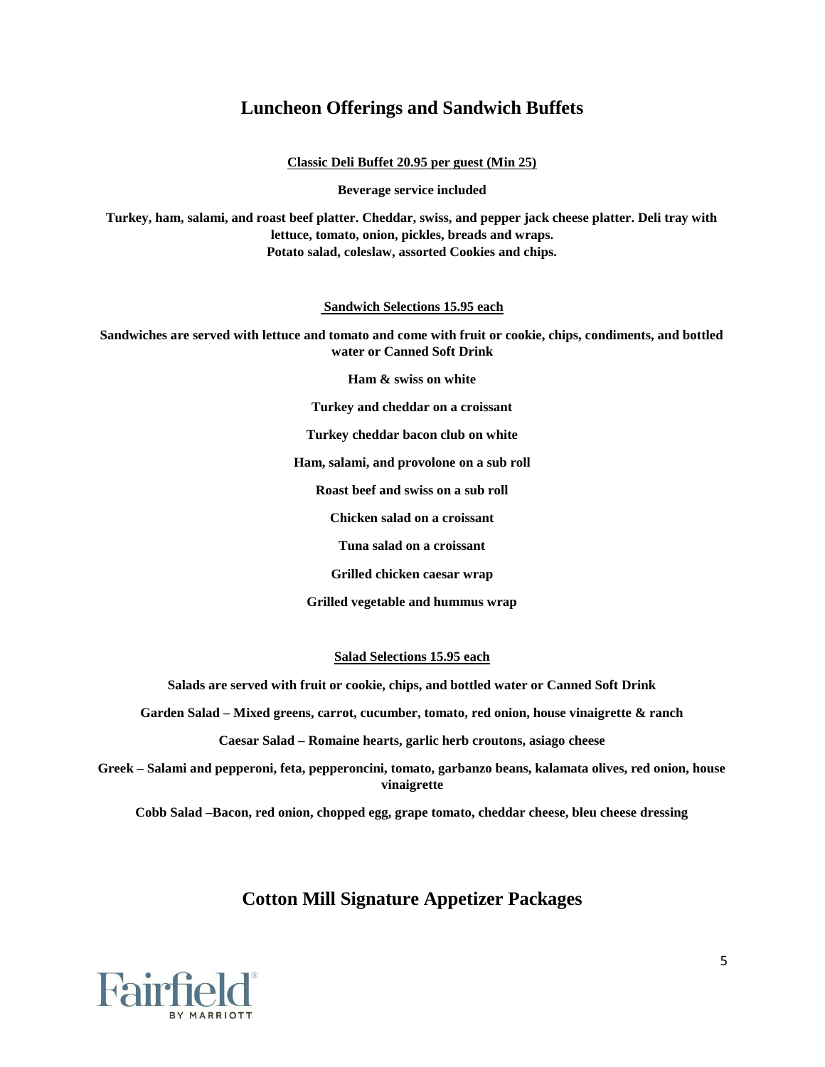# Luncheon Offerings and Sandwich Buffets

**Classic Deli Buffet 20.95 per guest (Min 25)**

**Beverage service included**

**Turkey, ham, salami, and roast beef platter. Cheddar, swiss, and pepper jack cheese platter. Deli tray with lettuce, tomato, onion, pickles, breads and wraps.**
**Potato salad, coleslaw, assorted Cookies and chips.**

**Sandwich Selections 15.95 each**

**Sandwiches are served with lettuce and tomato and come with fruit or cookie, chips, condiments, and bottled water or Canned Soft Drink**

**Ham & swiss on white**

**Turkey and cheddar on a croissant**

**Turkey cheddar bacon club on white**

**Ham, salami, and provolone on a sub roll**

**Roast beef and swiss on a sub roll**

**Chicken salad on a croissant**

**Tuna salad on a croissant**

**Grilled chicken caesar wrap**

**Grilled vegetable and hummus wrap**

**Salad Selections 15.95 each**

**Salads are served with fruit or cookie, chips, and bottled water or Canned Soft Drink**

**Garden Salad – Mixed greens, carrot, cucumber, tomato, red onion, house vinaigrette & ranch**

**Caesar Salad – Romaine hearts, garlic herb croutons, asiago cheese**

**Greek – Salami and pepperoni, feta, pepperoncini, tomato, garbanzo beans, kalamata olives, red onion, house vinaigrette**

**Cobb Salad –Bacon, red onion, chopped egg, grape tomato, cheddar cheese, bleu cheese dressing**

# Cotton Mill Signature Appetizer Packages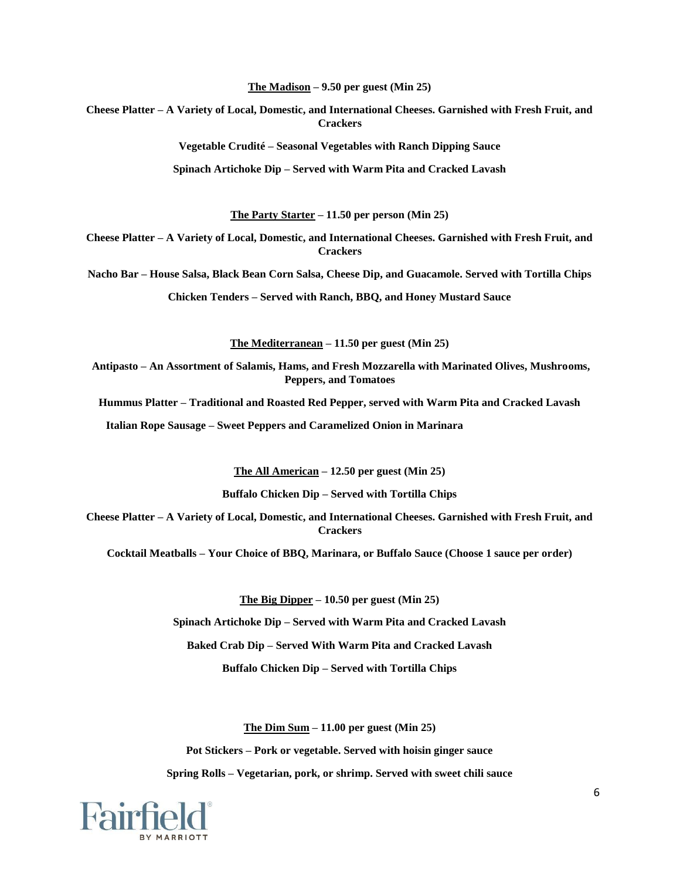**The Madison – 9.50 per guest (Min 25)**

**Cheese Platter – A Variety of Local, Domestic, and International Cheeses. Garnished with Fresh Fruit, and Crackers**

**Vegetable Crudité – Seasonal Vegetables with Ranch Dipping Sauce**

**Spinach Artichoke Dip – Served with Warm Pita and Cracked Lavash**

**The Party Starter – 11.50 per person (Min 25)**

**Cheese Platter – A Variety of Local, Domestic, and International Cheeses. Garnished with Fresh Fruit, and Crackers**

**Nacho Bar – House Salsa, Black Bean Corn Salsa, Cheese Dip, and Guacamole. Served with Tortilla Chips**

**Chicken Tenders – Served with Ranch, BBQ, and Honey Mustard Sauce**

**The Mediterranean – 11.50 per guest (Min 25)**

**Antipasto – An Assortment of Salamis, Hams, and Fresh Mozzarella with Marinated Olives, Mushrooms, Peppers, and Tomatoes**

**Hummus Platter – Traditional and Roasted Red Pepper, served with Warm Pita and Cracked Lavash**

**Italian Rope Sausage – Sweet Peppers and Caramelized Onion in Marinara**

**The All American – 12.50 per guest (Min 25)**

**Buffalo Chicken Dip – Served with Tortilla Chips**

**Cheese Platter – A Variety of Local, Domestic, and International Cheeses. Garnished with Fresh Fruit, and Crackers**

**Cocktail Meatballs – Your Choice of BBQ, Marinara, or Buffalo Sauce (Choose 1 sauce per order)**

**The Big Dipper – 10.50 per guest (Min 25)**

**Spinach Artichoke Dip – Served with Warm Pita and Cracked Lavash**

**Baked Crab Dip – Served With Warm Pita and Cracked Lavash**

**Buffalo Chicken Dip – Served with Tortilla Chips**

**The Dim Sum – 11.00 per guest (Min 25)**

**Pot Stickers – Pork or vegetable. Served with hoisin ginger sauce**

**Spring Rolls – Vegetarian, pork, or shrimp. Served with sweet chili sauce**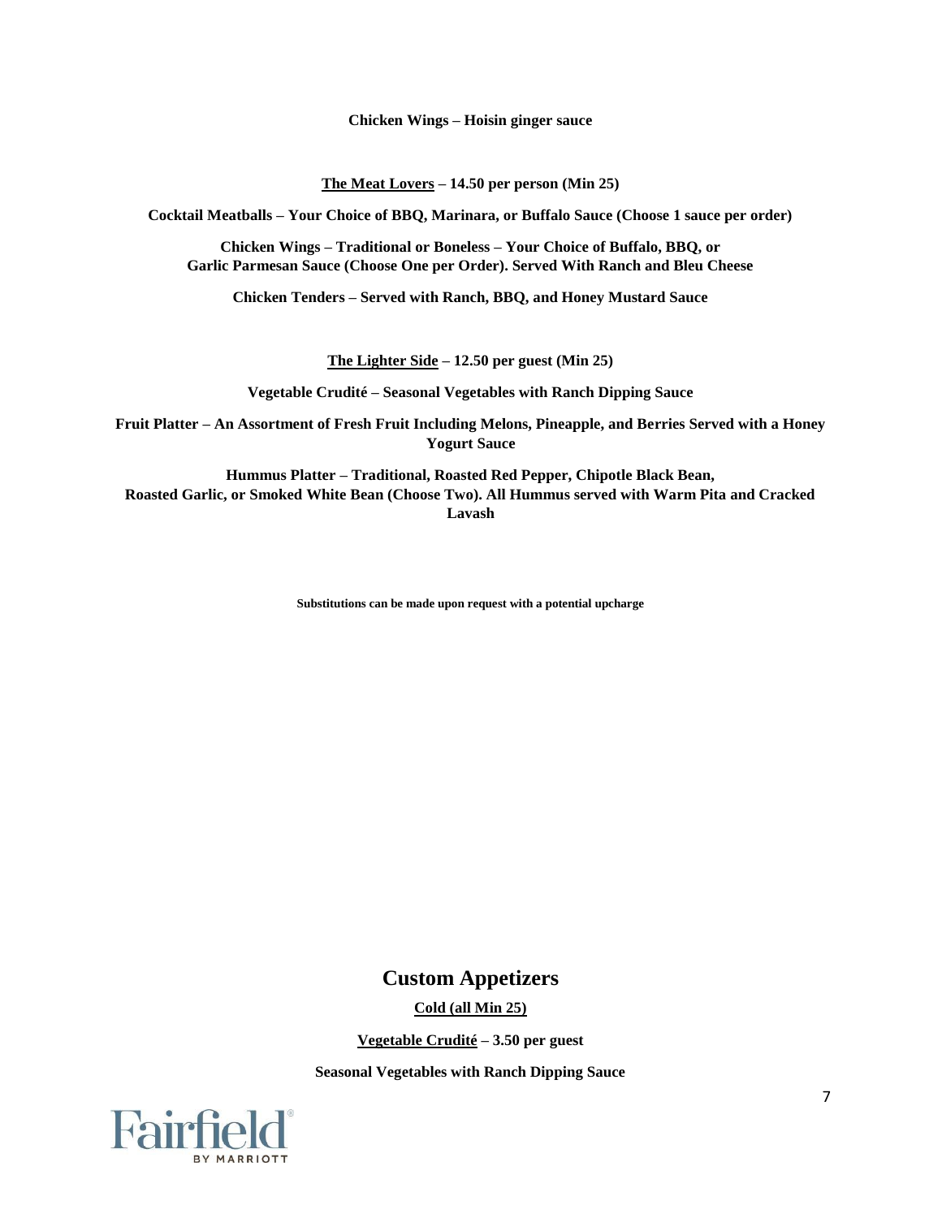**Chicken Wings – Hoisin ginger sauce**

**The Meat Lovers – 14.50 per person (Min 25)**

**Cocktail Meatballs – Your Choice of BBQ, Marinara, or Buffalo Sauce (Choose 1 sauce per order)**

**Chicken Wings – Traditional or Boneless – Your Choice of Buffalo, BBQ, or Garlic Parmesan Sauce (Choose One per Order). Served With Ranch and Bleu Cheese**

**Chicken Tenders – Served with Ranch, BBQ, and Honey Mustard Sauce**

**The Lighter Side – 12.50 per guest (Min 25)**

**Vegetable Crudité – Seasonal Vegetables with Ranch Dipping Sauce**

**Fruit Platter – An Assortment of Fresh Fruit Including Melons, Pineapple, and Berries Served with a Honey Yogurt Sauce**

**Hummus Platter – Traditional, Roasted Red Pepper, Chipotle Black Bean, Roasted Garlic, or Smoked White Bean (Choose Two). All Hummus served with Warm Pita and Cracked Lavash**

**Substitutions can be made upon request with a potential upcharge**

## Custom Appetizers

**Cold (all Min 25)**

**Vegetable Crudité – 3.50 per guest**

**Seasonal Vegetables with Ranch Dipping Sauce**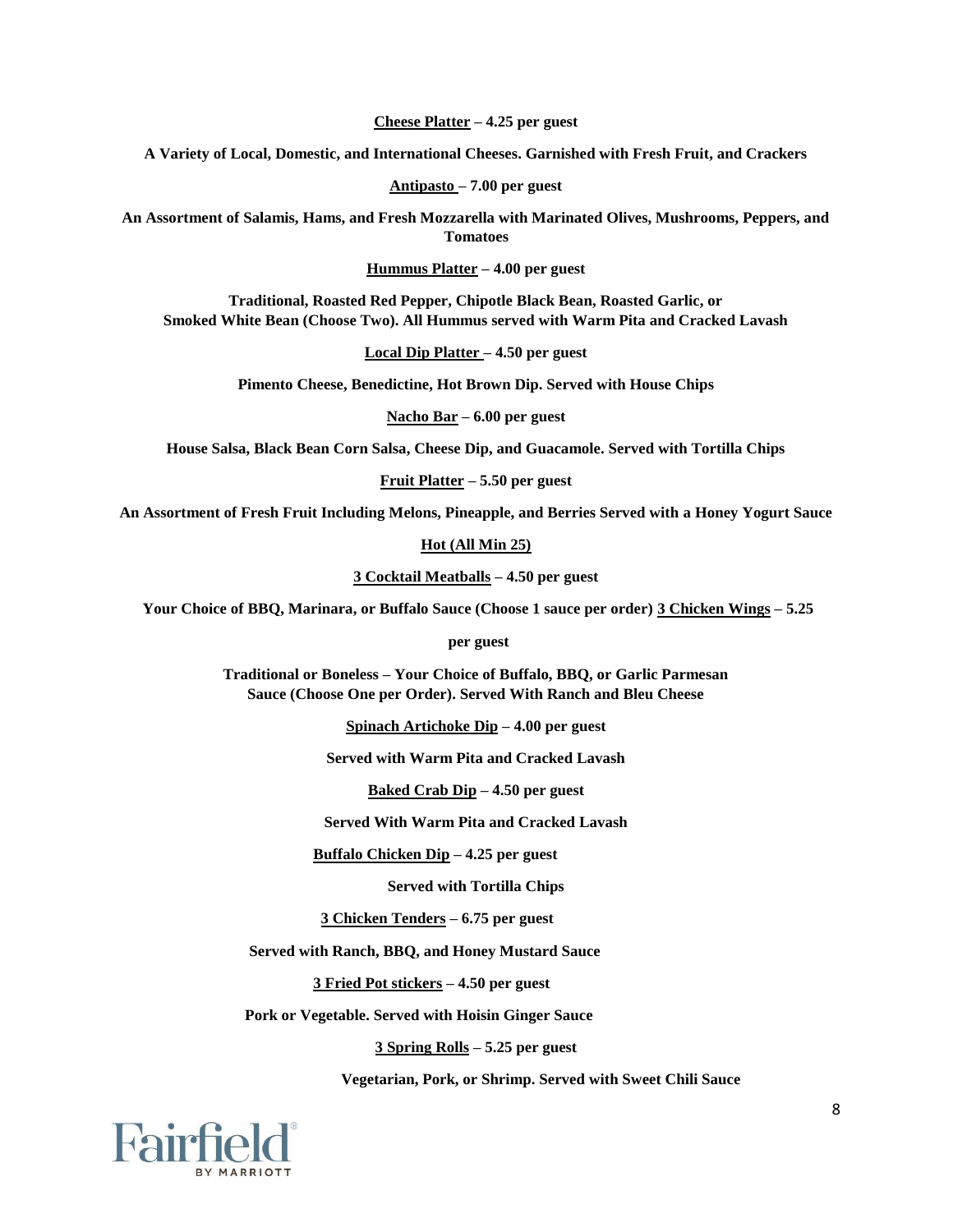**Cheese Platter – 4.25 per guest**

**A Variety of Local, Domestic, and International Cheeses. Garnished with Fresh Fruit, and Crackers**

**Antipasto – 7.00 per guest**

**An Assortment of Salamis, Hams, and Fresh Mozzarella with Marinated Olives, Mushrooms, Peppers, and Tomatoes**

**Hummus Platter – 4.00 per guest**

**Traditional, Roasted Red Pepper, Chipotle Black Bean, Roasted Garlic, or Smoked White Bean (Choose Two). All Hummus served with Warm Pita and Cracked Lavash**

**Local Dip Platter – 4.50 per guest**

**Pimento Cheese, Benedictine, Hot Brown Dip. Served with House Chips**

**Nacho Bar – 6.00 per guest**

**House Salsa, Black Bean Corn Salsa, Cheese Dip, and Guacamole. Served with Tortilla Chips**

**Fruit Platter – 5.50 per guest**

**An Assortment of Fresh Fruit Including Melons, Pineapple, and Berries Served with a Honey Yogurt Sauce**

**Hot (All Min 25)**

**3 Cocktail Meatballs – 4.50 per guest**

**Your Choice of BBQ, Marinara, or Buffalo Sauce (Choose 1 sauce per order)**

**3 Chicken Wings – 5.25 per guest**

**Traditional or Boneless – Your Choice of Buffalo, BBQ, or Garlic Parmesan Sauce (Choose One per Order). Served With Ranch and Bleu Cheese**

**Spinach Artichoke Dip – 4.00 per guest**

**Served with Warm Pita and Cracked Lavash**

**Baked Crab Dip – 4.50 per guest**

**Served With Warm Pita and Cracked Lavash**

**Buffalo Chicken Dip – 4.25 per guest**

**Served with Tortilla Chips**

**3 Chicken Tenders – 6.75 per guest**

**Served with Ranch, BBQ, and Honey Mustard Sauce**

**3 Fried Pot stickers – 4.50 per guest**

**Pork or Vegetable. Served with Hoisin Ginger Sauce**

**3 Spring Rolls – 5.25 per guest**

**Vegetarian, Pork, or Shrimp. Served with Sweet Chili Sauce**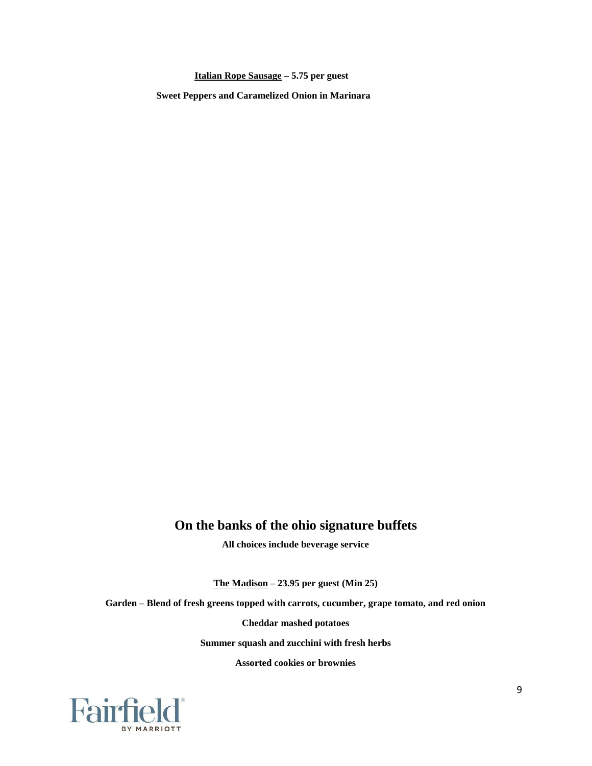**Italian Rope Sausage – 5.75 per guest**

**Sweet Peppers and Caramelized Onion in Marinara**

## On the banks of the ohio signature buffets

**All choices include beverage service**

**The Madison – 23.95 per guest (Min 25)**

**Garden – Blend of fresh greens topped with carrots, cucumber, grape tomato, and red onion**

**Cheddar mashed potatoes**

**Summer squash and zucchini with fresh herbs**

**Assorted cookies or brownies**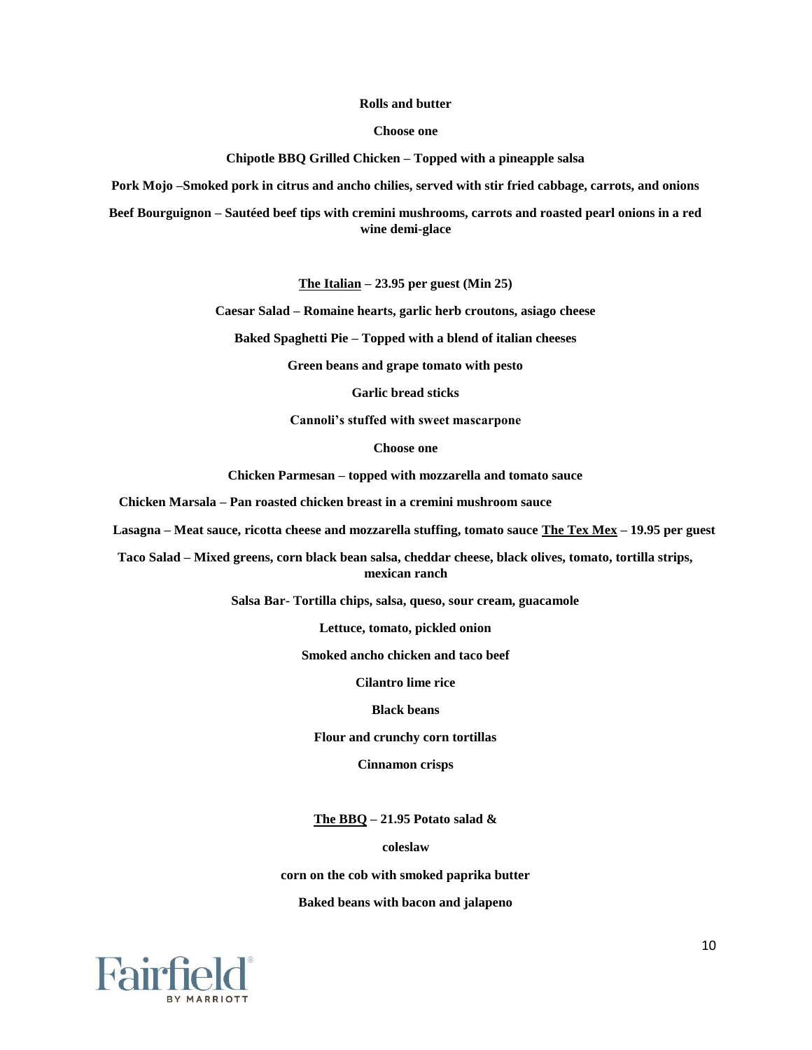**Rolls and butter**

**Choose one**

**Chipotle BBQ Grilled Chicken – Topped with a pineapple salsa**

**Pork Mojo –Smoked pork in citrus and ancho chilies, served with stir fried cabbage, carrots, and onions**

**Beef Bourguignon – Sautéed beef tips with cremini mushrooms, carrots and roasted pearl onions in a red wine demi-glace**

**The Italian – 23.95 per guest (Min 25)**

**Caesar Salad – Romaine hearts, garlic herb croutons, asiago cheese**

**Baked Spaghetti Pie – Topped with a blend of italian cheeses**

**Green beans and grape tomato with pesto**

**Garlic bread sticks**

**Cannoli's stuffed with sweet mascarpone**

**Choose one**

**Chicken Parmesan – topped with mozzarella and tomato sauce**

**Chicken Marsala – Pan roasted chicken breast in a cremini mushroom sauce**

**Lasagna – Meat sauce, ricotta cheese and mozzarella stuffing, tomato sauce**

**The Tex Mex – 19.95 per guest**

**Taco Salad – Mixed greens, corn black bean salsa, cheddar cheese, black olives, tomato, tortilla strips, mexican ranch**

**Salsa Bar- Tortilla chips, salsa, queso, sour cream, guacamole**

**Lettuce, tomato, pickled onion**

**Smoked ancho chicken and taco beef**

**Cilantro lime rice**

**Black beans**

**Flour and crunchy corn tortillas**

**Cinnamon crisps**

**The BBQ – 21.95**

**Potato salad & coleslaw**

**corn on the cob with smoked paprika butter**

**Baked beans with bacon and jalapeno**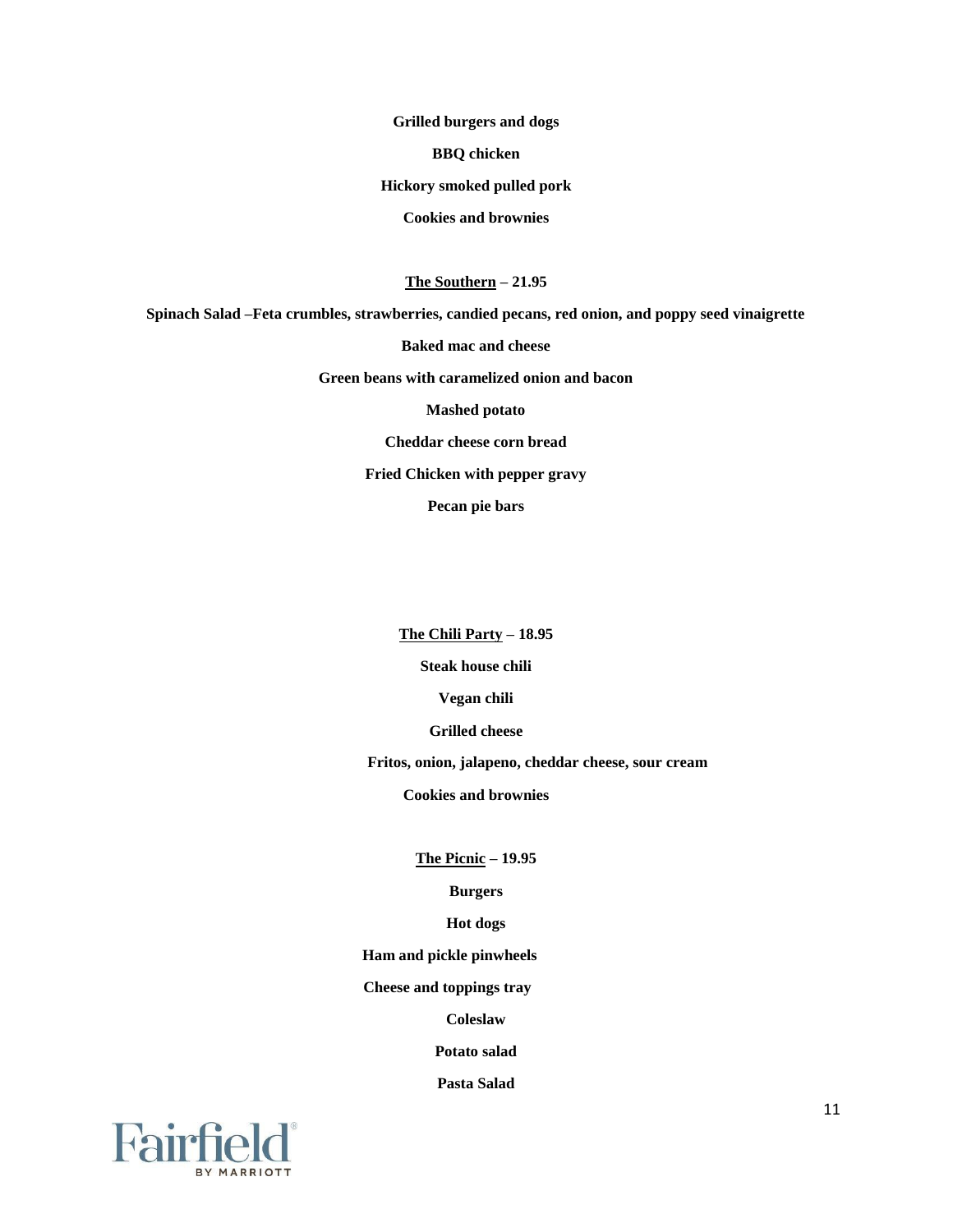**Grilled burgers and dogs**

**BBQ chicken**

**Hickory smoked pulled pork**

**Cookies and brownies**

**<u>The Southern</u> – 21.95**

**Spinach Salad –Feta crumbles, strawberries, candied pecans, red onion, and poppy seed vinaigrette**

**Baked mac and cheese**

**Green beans with caramelized onion and bacon**

**Mashed potato**

**Cheddar cheese corn bread**

**Fried Chicken with pepper gravy**

**Pecan pie bars**

**<u>The Chili Party</u> – 18.95**

**Steak house chili**

**Vegan chili**

**Grilled cheese**

**Fritos, onion, jalapeno, cheddar cheese, sour cream**

**Cookies and brownies**

**<u>The Picnic</u> – 19.95**

**Burgers**

**Hot dogs**

**Ham and pickle pinwheels**

**Cheese and toppings tray**

**Coleslaw**

**Potato salad**

**Pasta Salad**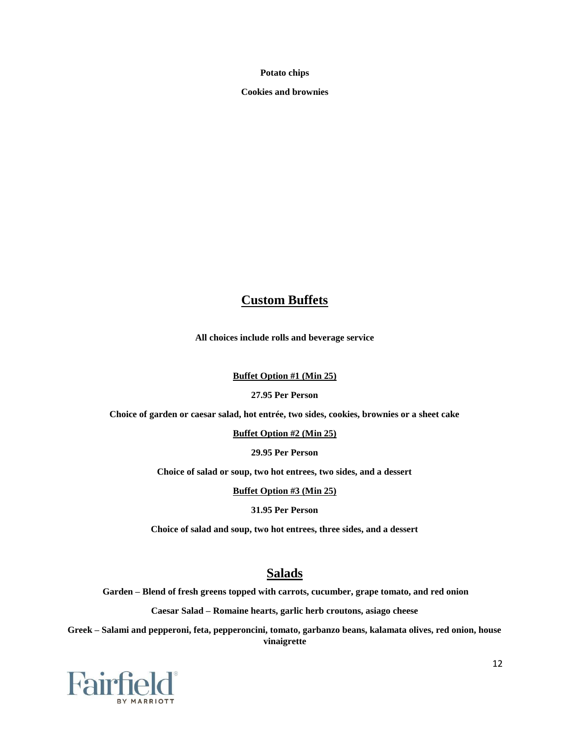**Potato chips**

**Cookies and brownies**

## Custom Buffets

**All choices include rolls and beverage service**

**Buffet Option #1 (Min 25)**

**27.95 Per Person**

**Choice of garden or caesar salad, hot entrée, two sides, cookies, brownies or a sheet cake**

**Buffet Option #2 (Min 25)**

**29.95 Per Person**

**Choice of salad or soup, two hot entrees, two sides, and a dessert**

**Buffet Option #3 (Min 25)**

**31.95 Per Person**

**Choice of salad and soup, two hot entrees, three sides, and a dessert**

## Salads

**Garden – Blend of fresh greens topped with carrots, cucumber, grape tomato, and red onion**

**Caesar Salad – Romaine hearts, garlic herb croutons, asiago cheese**

**Greek – Salami and pepperoni, feta, pepperoncini, tomato, garbanzo beans, kalamata olives, red onion, house vinaigrette**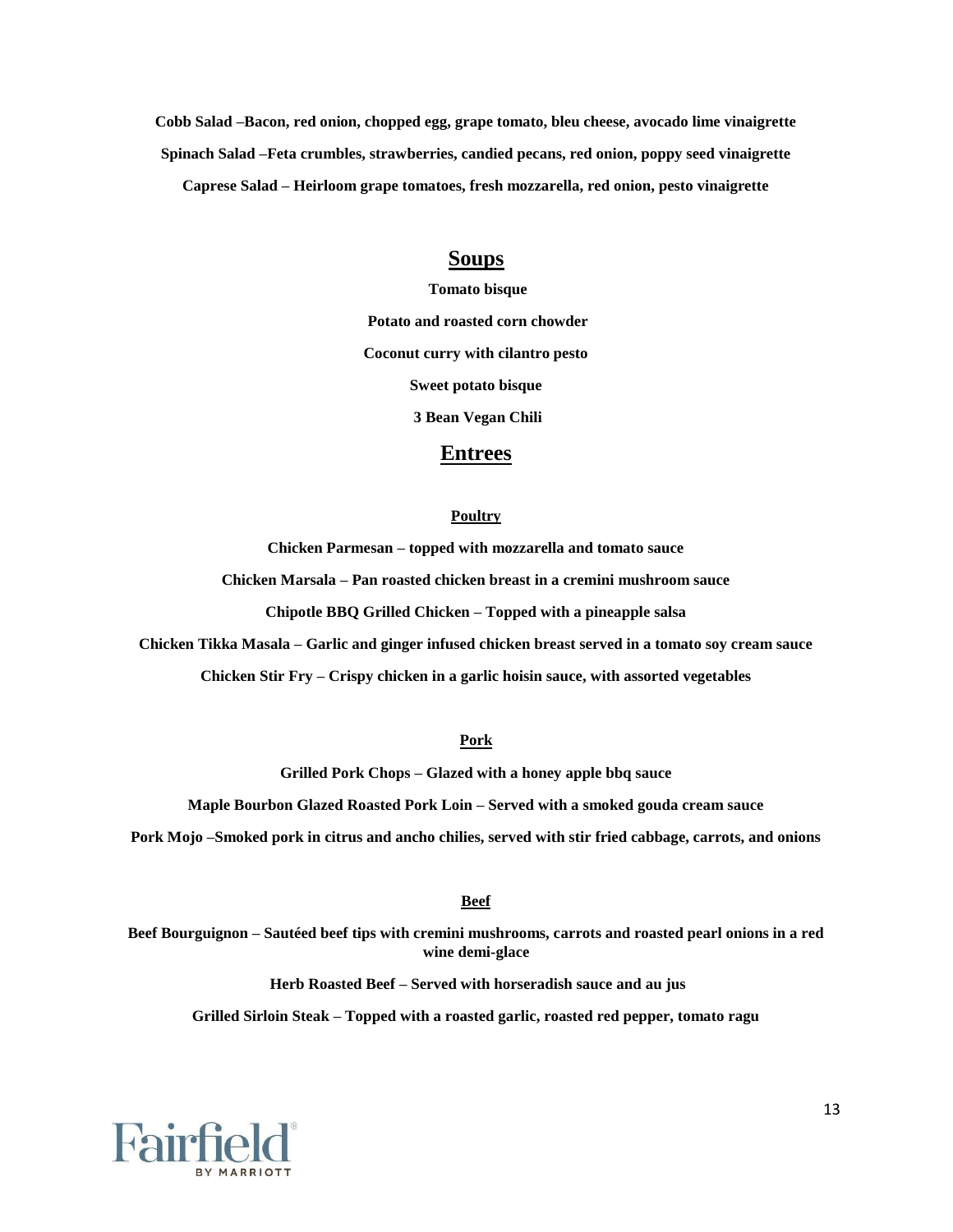**Cobb Salad –Bacon, red onion, chopped egg, grape tomato, bleu cheese, avocado lime vinaigrette**

**Spinach Salad –Feta crumbles, strawberries, candied pecans, red onion, poppy seed vinaigrette**

**Caprese Salad – Heirloom grape tomatoes, fresh mozzarella, red onion, pesto vinaigrette**

## Soups

**Tomato bisque**

**Potato and roasted corn chowder**

**Coconut curry with cilantro pesto**

**Sweet potato bisque**

**3 Bean Vegan Chili**

## Entrees

### Poultry

**Chicken Parmesan – topped with mozzarella and tomato sauce**

**Chicken Marsala – Pan roasted chicken breast in a cremini mushroom sauce**

**Chipotle BBQ Grilled Chicken – Topped with a pineapple salsa**

**Chicken Tikka Masala – Garlic and ginger infused chicken breast served in a tomato soy cream sauce**

**Chicken Stir Fry – Crispy chicken in a garlic hoisin sauce, with assorted vegetables**

### Pork

**Grilled Pork Chops – Glazed with a honey apple bbq sauce**

**Maple Bourbon Glazed Roasted Pork Loin – Served with a smoked gouda cream sauce**

**Pork Mojo –Smoked pork in citrus and ancho chilies, served with stir fried cabbage, carrots, and onions**

### Beef

**Beef Bourguignon – Sautéed beef tips with cremini mushrooms, carrots and roasted pearl onions in a red wine demi-glace**

**Herb Roasted Beef – Served with horseradish sauce and au jus**

**Grilled Sirloin Steak – Topped with a roasted garlic, roasted red pepper, tomato ragu**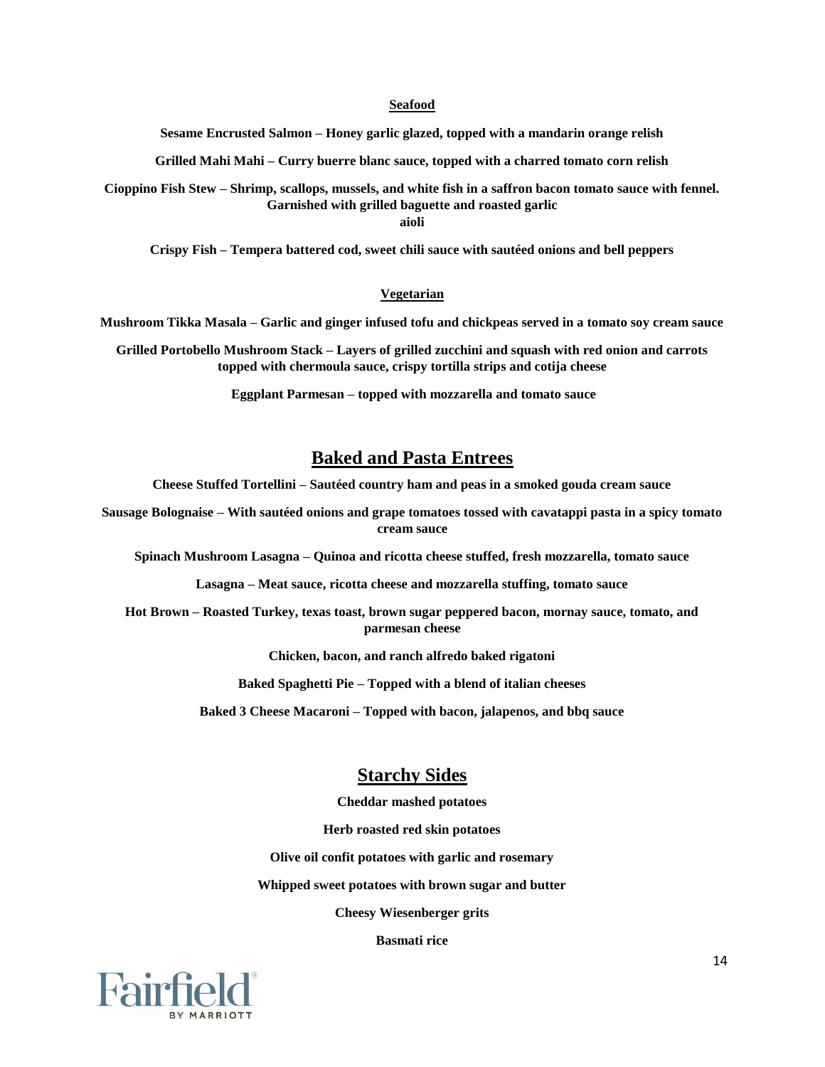### Seafood

**Sesame Encrusted Salmon – Honey garlic glazed, topped with a mandarin orange relish**

**Grilled Mahi Mahi – Curry buerre blanc sauce, topped with a charred tomato corn relish**

**Cioppino Fish Stew – Shrimp, scallops, mussels, and white fish in a saffron bacon tomato sauce with fennel. Garnished with grilled baguette and roasted garlic aioli**

**Crispy Fish – Tempera battered cod, sweet chili sauce with sautéed onions and bell peppers**

### Vegetarian

**Mushroom Tikka Masala – Garlic and ginger infused tofu and chickpeas served in a tomato soy cream sauce**

**Grilled Portobello Mushroom Stack – Layers of grilled zucchini and squash with red onion and carrots topped with chermoula sauce, crispy tortilla strips and cotija cheese**

**Eggplant Parmesan – topped with mozzarella and tomato sauce**

## Baked and Pasta Entrees

**Cheese Stuffed Tortellini – Sautéed country ham and peas in a smoked gouda cream sauce**

**Sausage Bolognaise – With sautéed onions and grape tomatoes tossed with cavatappi pasta in a spicy tomato cream sauce**

**Spinach Mushroom Lasagna – Quinoa and ricotta cheese stuffed, fresh mozzarella, tomato sauce**

**Lasagna – Meat sauce, ricotta cheese and mozzarella stuffing, tomato sauce**

**Hot Brown – Roasted Turkey, texas toast, brown sugar peppered bacon, mornay sauce, tomato, and parmesan cheese**

**Chicken, bacon, and ranch alfredo baked rigatoni**

**Baked Spaghetti Pie – Topped with a blend of italian cheeses**

**Baked 3 Cheese Macaroni – Topped with bacon, jalapenos, and bbq sauce**

## Starchy Sides

**Cheddar mashed potatoes**

**Herb roasted red skin potatoes**

**Olive oil confit potatoes with garlic and rosemary**

**Whipped sweet potatoes with brown sugar and butter**

**Cheesy Wiesenberger grits**

**Basmati rice**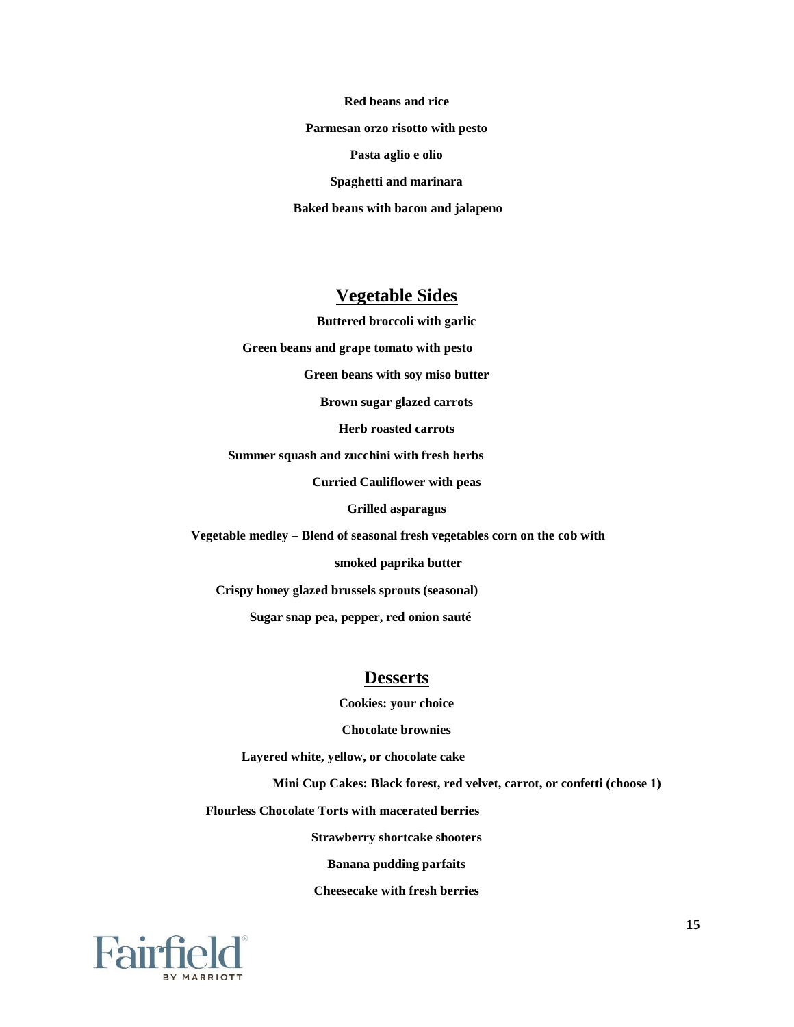**Red beans and rice**

**Parmesan orzo risotto with pesto**

**Pasta aglio e olio**

**Spaghetti and marinara**

**Baked beans with bacon and jalapeno**

## Vegetable Sides

**Buttered broccoli with garlic**

**Green beans and grape tomato with pesto**

**Green beans with soy miso butter**

**Brown sugar glazed carrots**

**Herb roasted carrots**

**Summer squash and zucchini with fresh herbs**

**Curried Cauliflower with peas**

**Grilled asparagus**

**Vegetable medley – Blend of seasonal fresh vegetables corn on the cob with smoked paprika butter**

**Crispy honey glazed brussels sprouts (seasonal)**

**Sugar snap pea, pepper, red onion sauté**

## Desserts

**Cookies: your choice**

**Chocolate brownies**

**Layered white, yellow, or chocolate cake**

**Mini Cup Cakes: Black forest, red velvet, carrot, or confetti (choose 1)**

**Flourless Chocolate Torts with macerated berries**

**Strawberry shortcake shooters**

**Banana pudding parfaits**

**Cheesecake with fresh berries**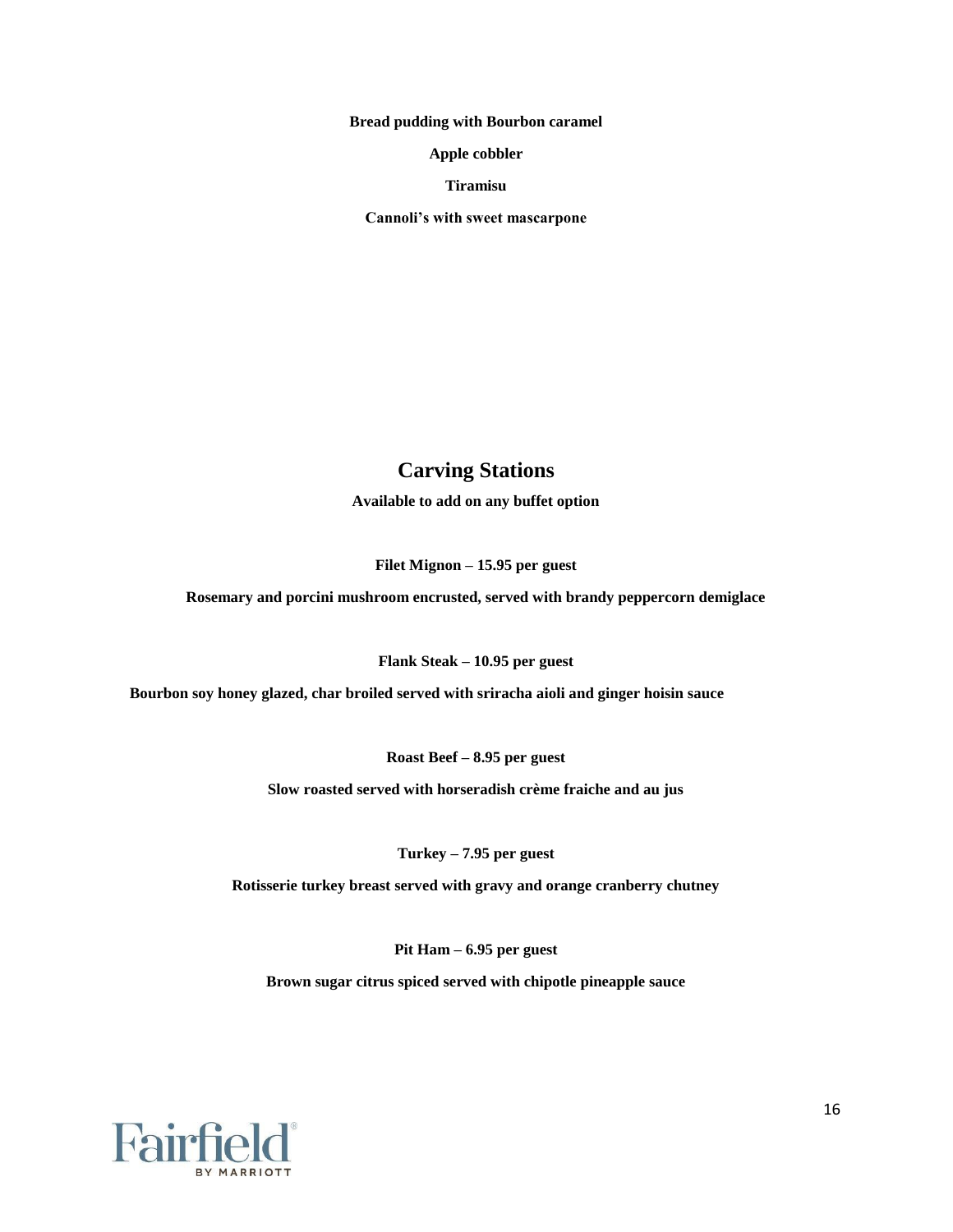**Bread pudding with Bourbon caramel**

**Apple cobbler**

**Tiramisu**

**Cannoli's with sweet mascarpone**

## Carving Stations

**Available to add on any buffet option**

**Filet Mignon – 15.95 per guest**

**Rosemary and porcini mushroom encrusted, served with brandy peppercorn demiglace**

**Flank Steak – 10.95 per guest**

**Bourbon soy honey glazed, char broiled served with sriracha aioli and ginger hoisin sauce**

**Roast Beef – 8.95 per guest**

**Slow roasted served with horseradish crème fraiche and au jus**

**Turkey – 7.95 per guest**

**Rotisserie turkey breast served with gravy and orange cranberry chutney**

**Pit Ham – 6.95 per guest**

**Brown sugar citrus spiced served with chipotle pineapple sauce**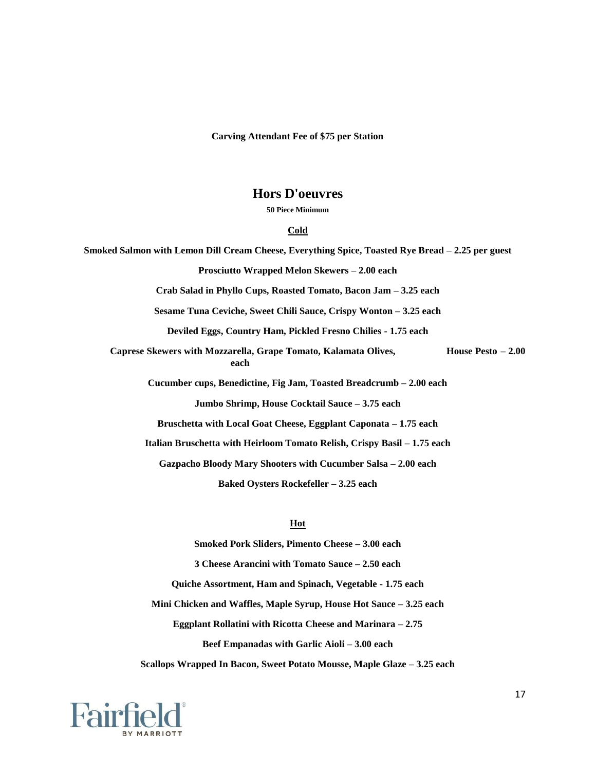**Carving Attendant Fee of $75 per Station**

## Hors D'oeuvres

**50 Piece Minimum**

### Cold

**Smoked Salmon with Lemon Dill Cream Cheese, Everything Spice, Toasted Rye Bread – 2.25 per guest**

**Prosciutto Wrapped Melon Skewers – 2.00 each**

**Crab Salad in Phyllo Cups, Roasted Tomato, Bacon Jam – 3.25 each**

**Sesame Tuna Ceviche, Sweet Chili Sauce, Crispy Wonton – 3.25 each**

**Deviled Eggs, Country Ham, Pickled Fresno Chilies - 1.75 each**

**Caprese Skewers with Mozzarella, Grape Tomato, Kalamata Olives, House Pesto – 2.00 each**

**Cucumber cups, Benedictine, Fig Jam, Toasted Breadcrumb – 2.00 each**

**Jumbo Shrimp, House Cocktail Sauce – 3.75 each**

**Bruschetta with Local Goat Cheese, Eggplant Caponata – 1.75 each**

**Italian Bruschetta with Heirloom Tomato Relish, Crispy Basil – 1.75 each**

**Gazpacho Bloody Mary Shooters with Cucumber Salsa – 2.00 each**

**Baked Oysters Rockefeller – 3.25 each**

### Hot

**Smoked Pork Sliders, Pimento Cheese – 3.00 each**

**3 Cheese Arancini with Tomato Sauce – 2.50 each**

**Quiche Assortment, Ham and Spinach, Vegetable - 1.75 each**

**Mini Chicken and Waffles, Maple Syrup, House Hot Sauce – 3.25 each**

**Eggplant Rollatini with Ricotta Cheese and Marinara – 2.75**

**Beef Empanadas with Garlic Aioli – 3.00 each**

**Scallops Wrapped In Bacon, Sweet Potato Mousse, Maple Glaze – 3.25 each**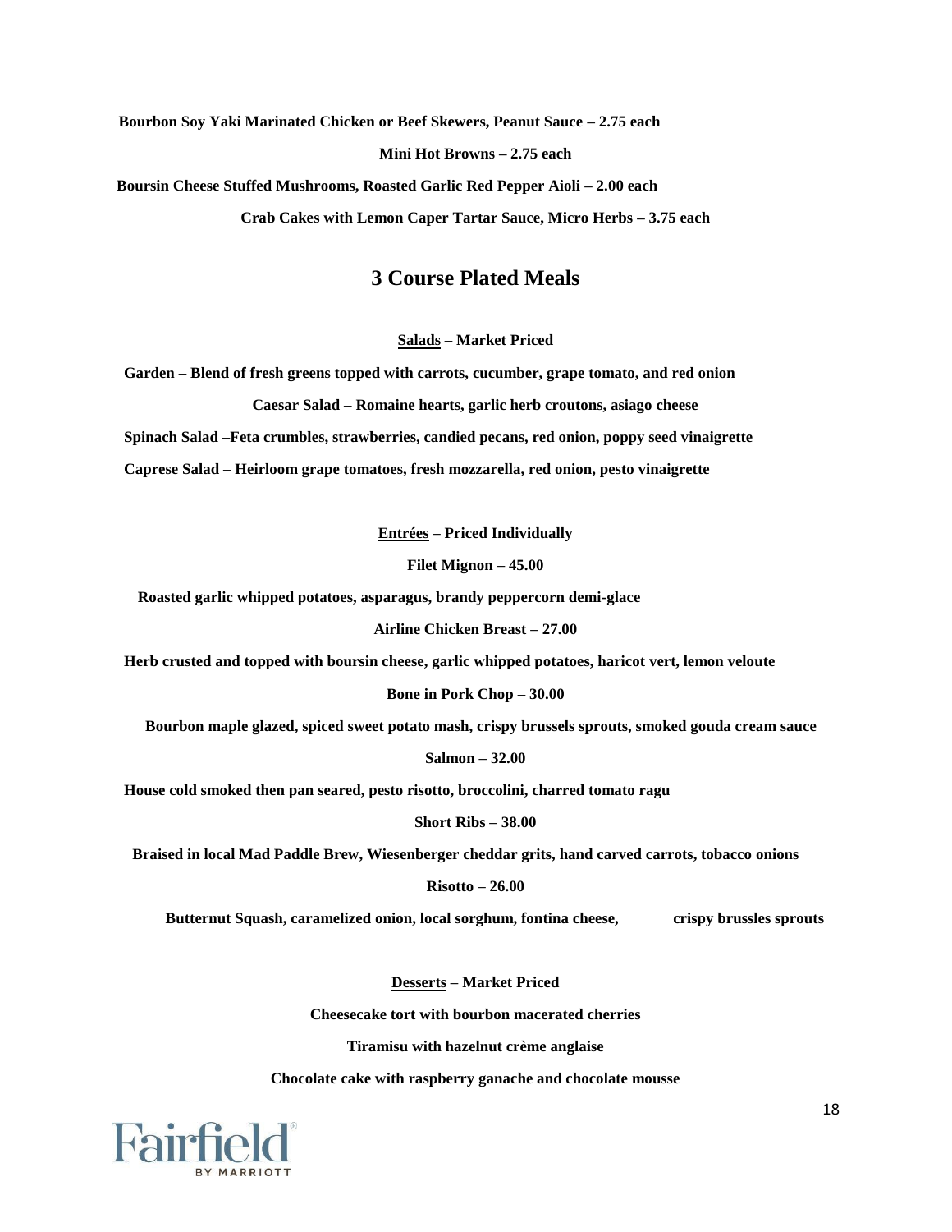**Bourbon Soy Yaki Marinated Chicken or Beef Skewers, Peanut Sauce – 2.75 each**

**Mini Hot Browns – 2.75 each**

**Boursin Cheese Stuffed Mushrooms, Roasted Garlic Red Pepper Aioli – 2.00 each**

**Crab Cakes with Lemon Caper Tartar Sauce, Micro Herbs – 3.75 each**

## 3 Course Plated Meals

**<u>Salads</u> – Market Priced**

**Garden – Blend of fresh greens topped with carrots, cucumber, grape tomato, and red onion**

**Caesar Salad – Romaine hearts, garlic herb croutons, asiago cheese**

**Spinach Salad –Feta crumbles, strawberries, candied pecans, red onion, poppy seed vinaigrette**

**Caprese Salad – Heirloom grape tomatoes, fresh mozzarella, red onion, pesto vinaigrette**

**<u>Entrées</u> – Priced Individually**

**Filet Mignon – 45.00**

**Roasted garlic whipped potatoes, asparagus, brandy peppercorn demi-glace**

**Airline Chicken Breast – 27.00**

**Herb crusted and topped with boursin cheese, garlic whipped potatoes, haricot vert, lemon veloute**

**Bone in Pork Chop – 30.00**

**Bourbon maple glazed, spiced sweet potato mash, crispy brussels sprouts, smoked gouda cream sauce**

**Salmon – 32.00**

**House cold smoked then pan seared, pesto risotto, broccolini, charred tomato ragu**

**Short Ribs – 38.00**

**Braised in local Mad Paddle Brew, Wiesenberger cheddar grits, hand carved carrots, tobacco onions**

**Risotto – 26.00**

**Butternut Squash, caramelized onion, local sorghum, fontina cheese, crispy brussles sprouts**

**<u>Desserts</u> – Market Priced**

**Cheesecake tort with bourbon macerated cherries**

**Tiramisu with hazelnut crème anglaise**

**Chocolate cake with raspberry ganache and chocolate mousse**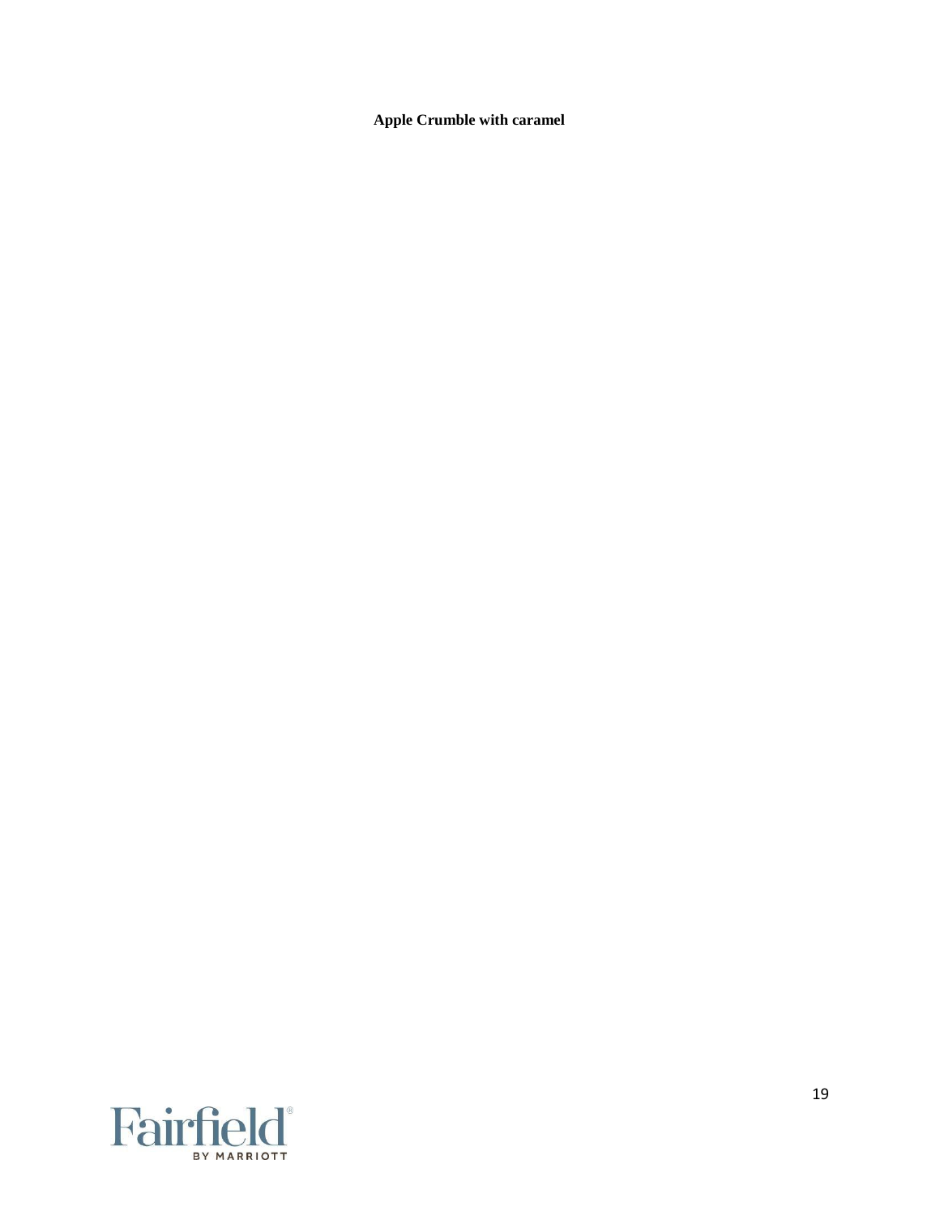**Apple Crumble with caramel**